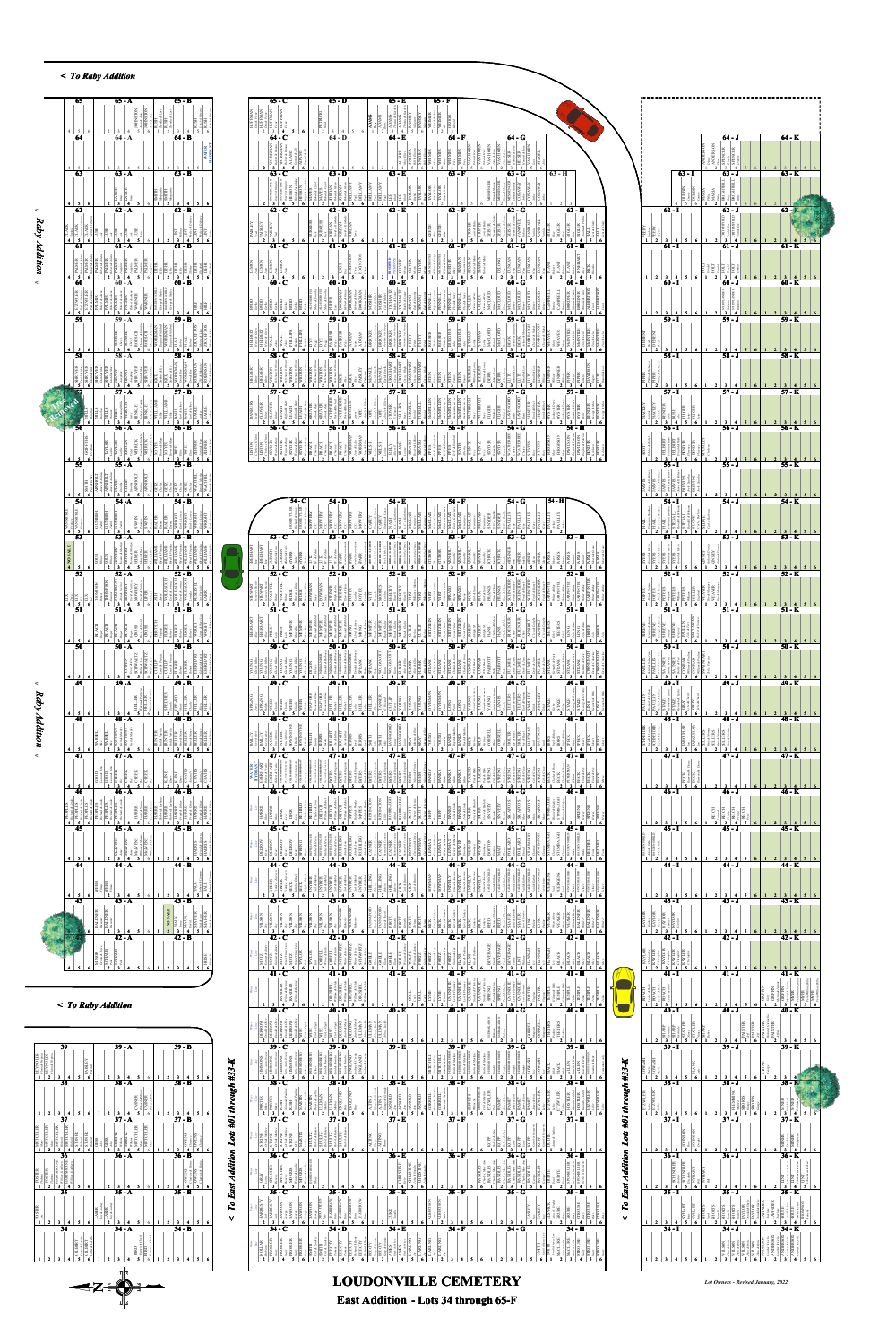# LOUDONVILLE CEMETERY

## East Addition - Lots 34 through 65-F

*Lot Owners - Revised January, 2022*

*< To Raby Addition*

*< Raby Addition <*

*< To East Addition Lots #01 through #33-K*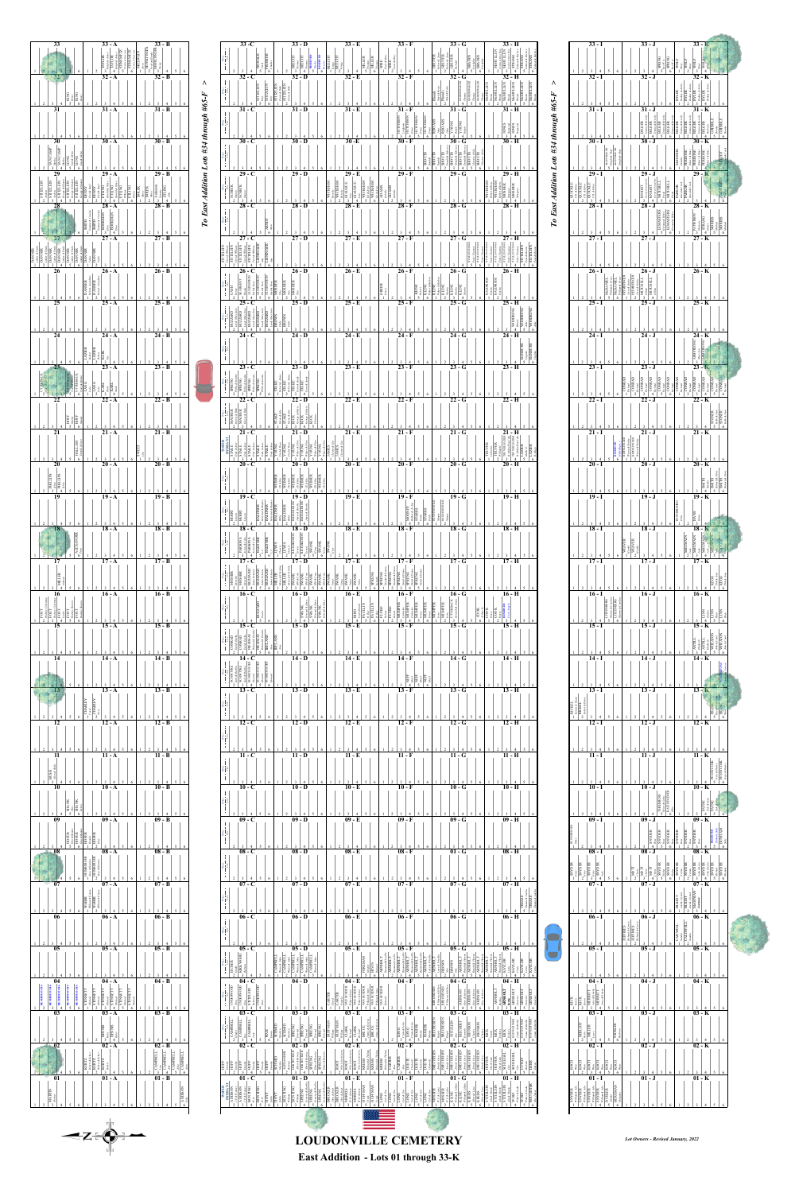# LOUDONVILLE CEMETERY

**East Addition - Lots 01 through 33-K**

*To East Addition Lots #34 through #65-F >*

*Lot Owners - Revised January, 2022*